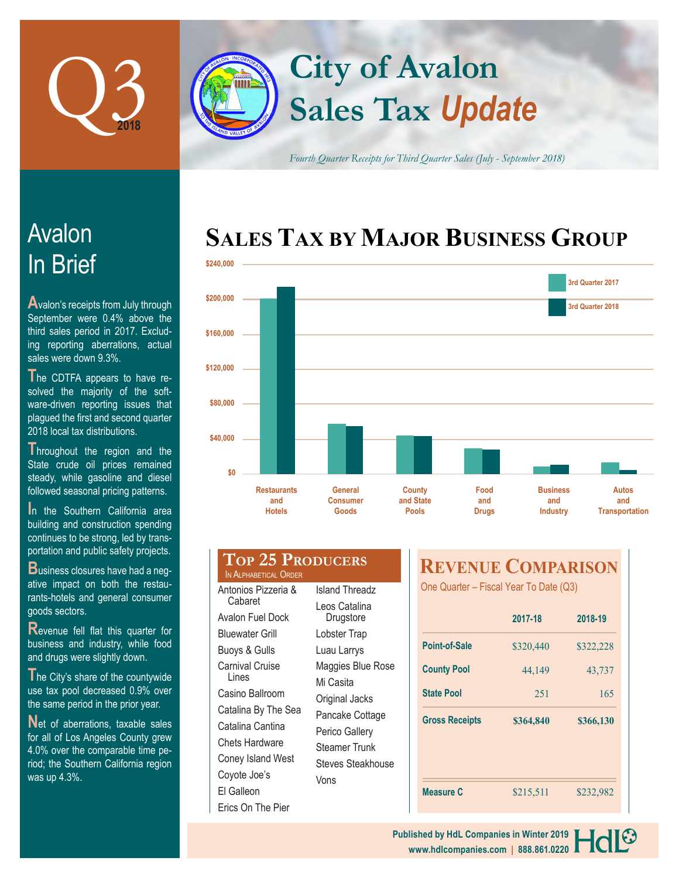# Q3 2018

# City of Avalon Sales Tax *Update*

*Fourth Quarter Receipts for Third Quarter Sales (July - September 2018)*

## Avalon In Brief

Avalon's receipts from July through September were 0.4% above the third sales period in 2017. Excluding reporting aberrations, actual sales were down 9.3%.

The CDTFA appears to have resolved the majority of the software-driven reporting issues that plagued the first and second quarter 2018 local tax distributions.

Throughout the region and the State crude oil prices remained steady, while gasoline and diesel followed seasonal pricing patterns.

In the Southern California area building and construction spending continues to be strong, led by transportation and public safety projects.

Business closures have had a negative impact on both the restaurants-hotels and general consumer goods sectors.

Revenue fell flat this quarter for business and industry, while food and drugs were slightly down.

The City's share of the countywide use tax pool decreased 0.9% over the same period in the prior year.

Net of aberrations, taxable sales for all of Los Angeles County grew 4.0% over the comparable time period; the Southern California region was up 4.3%.

## Sales Tax by Major Business Group

(Chart comparing 3rd Quarter 2017 and 3rd Quarter 2018; scale $0 – $240,000. Categories: Restaurants and Hotels, General Consumer Goods, County and State Pools, Food and Drugs, Business and Industry, Autos and Transportation)

## Top 25 Producers

In Alphabetical Order

- Antonios Pizzeria & Cabaret
- Avalon Fuel Dock
- Bluewater Grill
- Buoys & Gulls
- Carnival Cruise Lines
- Casino Ballroom
- Catalina By The Sea
- Catalina Cantina
- Chets Hardware
- Coney Island West
- Coyote Joe's
- El Galleon
- Erics On The Pier
- Island Threadz
- Leos Catalina Drugstore
- Lobster Trap
- Luau Larrys
- Maggies Blue Rose
- Mi Casita
- Original Jacks
- Pancake Cottage
- Perico Gallery
- Steamer Trunk
- Steves Steakhouse
- Vons

## Revenue Comparison

One Quarter – Fiscal Year To Date (Q3)

| | 2017-18 | 2018-19 |
|---|---|---|
| Point-of-Sale | $320,440 | $322,228 |
| County Pool | 44,149 | 43,737 |
| State Pool | 251 | 165 |
| Gross Receipts | $364,840 | $366,130 |
| Measure C | $215,511 | $232,982 |

Published by HdL Companies in Winter 2019
www.hdlcompanies.com | 888.861.0220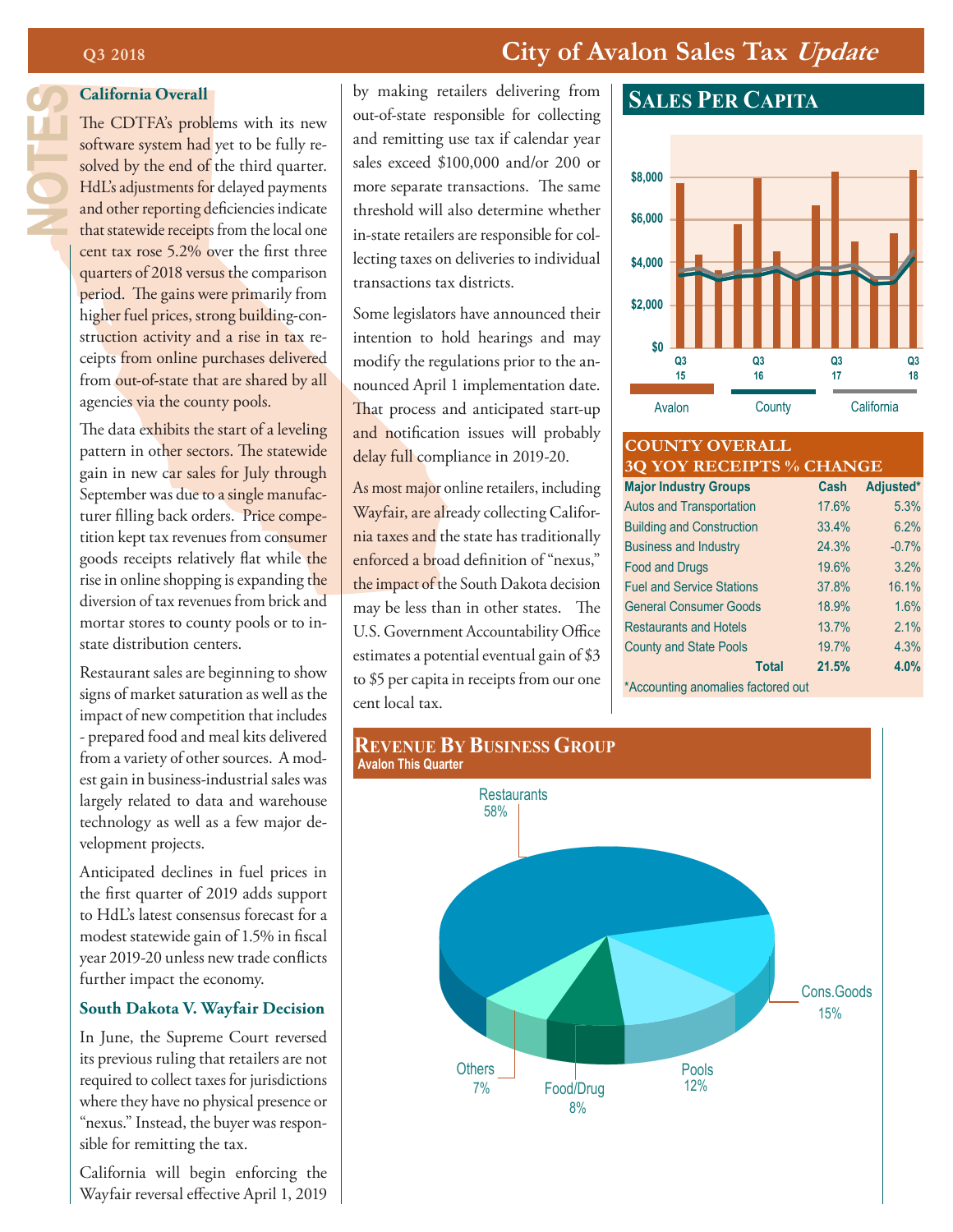Q3 2018

# City of Avalon Sales Tax *Update*

NOTES

### California Overall

The CDTFA's problems with its new software system had yet to be fully resolved by the end of the third quarter. HdL's adjustments for delayed payments and other reporting deficiencies indicate that statewide receipts from the local one cent tax rose 5.2% over the first three quarters of 2018 versus the comparison period. The gains were primarily from higher fuel prices, strong building-construction activity and a rise in tax receipts from online purchases delivered from out-of-state that are shared by all agencies via the county pools.

The data exhibits the start of a leveling pattern in other sectors. The statewide gain in new car sales for July through September was due to a single manufacturer filling back orders. Price competition kept tax revenues from consumer goods receipts relatively flat while the rise in online shopping is expanding the diversion of tax revenues from brick and mortar stores to county pools or to in-state distribution centers.

Restaurant sales are beginning to show signs of market saturation as well as the impact of new competition that includes - prepared food and meal kits delivered from a variety of other sources. A modest gain in business-industrial sales was largely related to data and warehouse technology as well as a few major development projects.

Anticipated declines in fuel prices in the first quarter of 2019 adds support to HdL's latest consensus forecast for a modest statewide gain of 1.5% in fiscal year 2019-20 unless new trade conflicts further impact the economy.

### South Dakota V. Wayfair Decision

In June, the Supreme Court reversed its previous ruling that retailers are not required to collect taxes for jurisdictions where they have no physical presence or "nexus." Instead, the buyer was responsible for remitting the tax.

California will begin enforcing the Wayfair reversal effective April 1, 2019 by making retailers delivering from out-of-state responsible for collecting and remitting use tax if calendar year sales exceed $100,000 and/or 200 or more separate transactions. The same threshold will also determine whether in-state retailers are responsible for collecting taxes on deliveries to individual transactions tax districts.

Some legislators have announced their intention to hold hearings and may modify the regulations prior to the announced April 1 implementation date. That process and anticipated start-up and notification issues will probably delay full compliance in 2019-20.

As most major online retailers, including Wayfair, are already collecting California taxes and the state has traditionally enforced a broad definition of "nexus," the impact of the South Dakota decision may be less than in other states. The U.S. Government Accountability Office estimates a potential eventual gain of $3 to $5 per capita in receipts from our one cent local tax.

## Sales Per Capita

$8,000
$6,000
$4,000
$2,000
$0
Q3 15
Q3 16
Q3 17
Q3 18
Avalon
County
California

## County Overall 3Q YOY Receipts % Change

| Major Industry Groups | Cash | Adjusted* |
|---|---|---|
| Autos and Transportation | 17.6% | 5.3% |
| Building and Construction | 33.4% | 6.2% |
| Business and Industry | 24.3% | -0.7% |
| Food and Drugs | 19.6% | 3.2% |
| Fuel and Service Stations | 37.8% | 16.1% |
| General Consumer Goods | 18.9% | 1.6% |
| Restaurants and Hotels | 13.7% | 2.1% |
| County and State Pools | 19.7% | 4.3% |
| **Total** | **21.5%** | **4.0%** |

*Accounting anomalies factored out

## Revenue By Business Group

Avalon This Quarter

Restaurants 58%
Cons.Goods 15%
Pools 12%
Food/Drug 8%
Others 7%